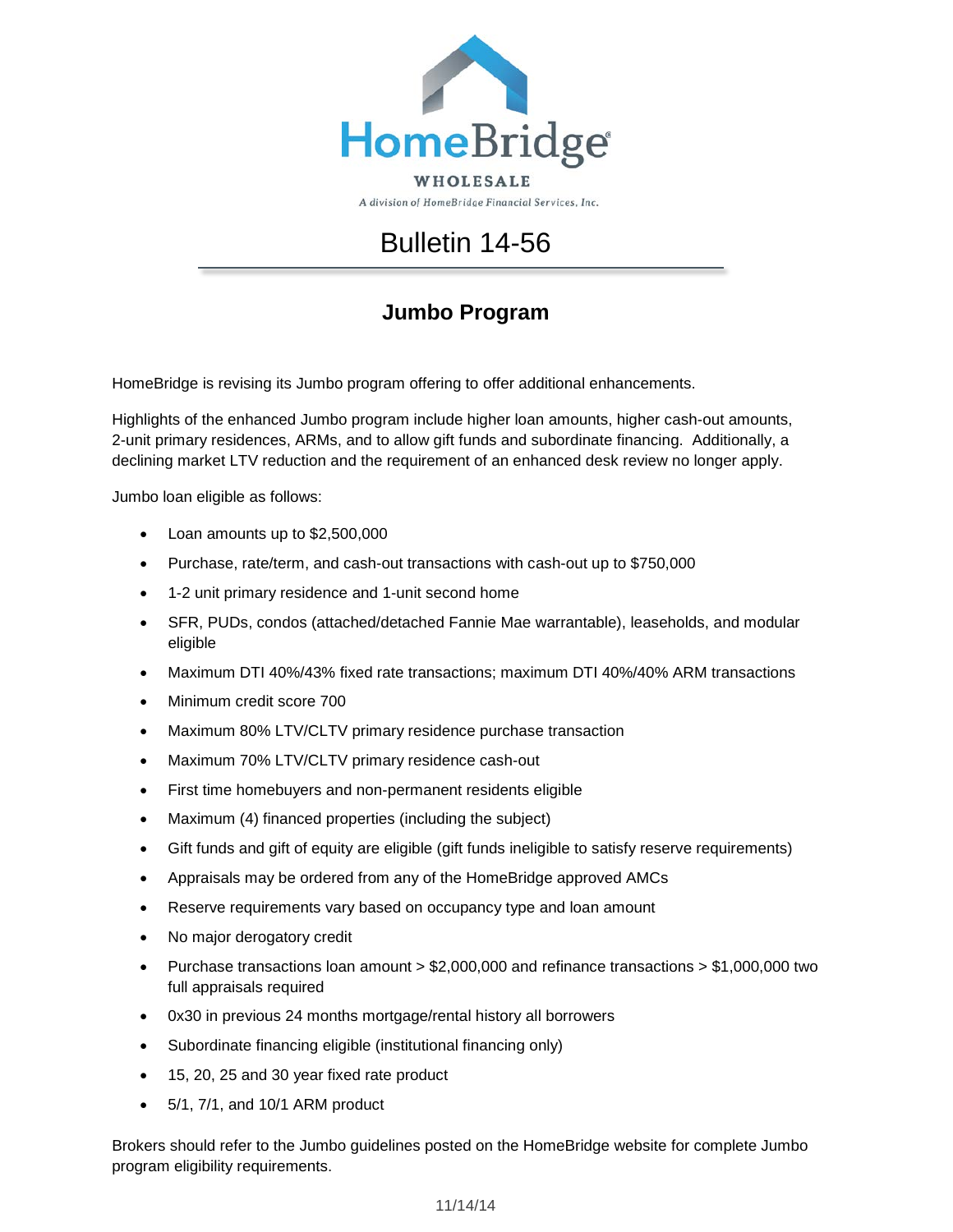HomeBridge

WHOLESALE

*A division of HomeBridge Financial Services, Inc.*

# Bulletin 14-56

## Jumbo Program

HomeBridge is revising its Jumbo program offering to offer additional enhancements.

Highlights of the enhanced Jumbo program include higher loan amounts, higher cash-out amounts, 2-unit primary residences, ARMs, and to allow gift funds and subordinate financing. Additionally, a declining market LTV reduction and the requirement of an enhanced desk review no longer apply.

Jumbo loan eligible as follows:

- Loan amounts up to $2,500,000
- Purchase, rate/term, and cash-out transactions with cash-out up to $750,000
- 1-2 unit primary residence and 1-unit second home
- SFR, PUDs, condos (attached/detached Fannie Mae warrantable), leaseholds, and modular eligible
- Maximum DTI 40%/43% fixed rate transactions; maximum DTI 40%/40% ARM transactions
- Minimum credit score 700
- Maximum 80% LTV/CLTV primary residence purchase transaction
- Maximum 70% LTV/CLTV primary residence cash-out
- First time homebuyers and non-permanent residents eligible
- Maximum (4) financed properties (including the subject)
- Gift funds and gift of equity are eligible (gift funds ineligible to satisfy reserve requirements)
- Appraisals may be ordered from any of the HomeBridge approved AMCs
- Reserve requirements vary based on occupancy type and loan amount
- No major derogatory credit
- Purchase transactions loan amount > $2,000,000 and refinance transactions > $1,000,000 two full appraisals required
- 0x30 in previous 24 months mortgage/rental history all borrowers
- Subordinate financing eligible (institutional financing only)
- 15, 20, 25 and 30 year fixed rate product
- 5/1, 7/1, and 10/1 ARM product

Brokers should refer to the Jumbo guidelines posted on the HomeBridge website for complete Jumbo program eligibility requirements.

11/14/14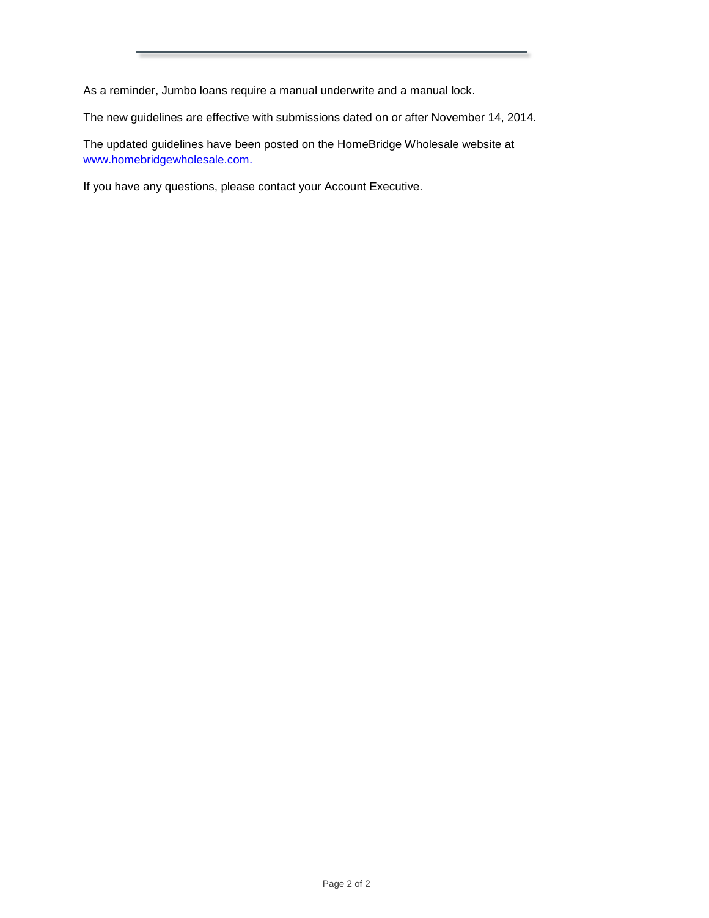As a reminder, Jumbo loans require a manual underwrite and a manual lock.

The new guidelines are effective with submissions dated on or after November 14, 2014.

The updated guidelines have been posted on the HomeBridge Wholesale website at [www.homebridgewholesale.com.](http://www.homebridgewholesale.com)

If you have any questions, please contact your Account Executive.